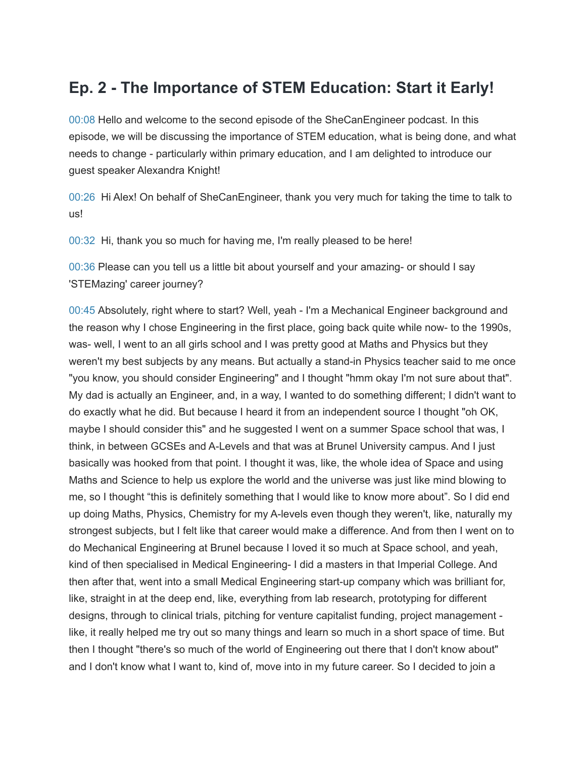# Ep. 2 - The Importance of STEM Education: Start it Early!

00:08 Hello and welcome to the second episode of the SheCanEngineer podcast. In this episode, we will be discussing the importance of STEM education, what is being done, and what needs to change - particularly within primary education, and I am delighted to introduce our guest speaker Alexandra Knight!

00:26 Hi Alex! On behalf of SheCanEngineer, thank you very much for taking the time to talk to us!

00:32 Hi, thank you so much for having me, I'm really pleased to be here!

00:36 Please can you tell us a little bit about yourself and your amazing- or should I say 'STEMazing' career journey?

00:45 Absolutely, right where to start? Well, yeah - I'm a Mechanical Engineer background and the reason why I chose Engineering in the first place, going back quite while now- to the 1990s, was- well, I went to an all girls school and I was pretty good at Maths and Physics but they weren't my best subjects by any means. But actually a stand-in Physics teacher said to me once "you know, you should consider Engineering" and I thought "hmm okay I'm not sure about that". My dad is actually an Engineer, and, in a way, I wanted to do something different; I didn't want to do exactly what he did. But because I heard it from an independent source I thought "oh OK, maybe I should consider this" and he suggested I went on a summer Space school that was, I think, in between GCSEs and A-Levels and that was at Brunel University campus. And I just basically was hooked from that point. I thought it was, like, the whole idea of Space and using Maths and Science to help us explore the world and the universe was just like mind blowing to me, so I thought "this is definitely something that I would like to know more about". So I did end up doing Maths, Physics, Chemistry for my A-levels even though they weren't, like, naturally my strongest subjects, but I felt like that career would make a difference. And from then I went on to do Mechanical Engineering at Brunel because I loved it so much at Space school, and yeah, kind of then specialised in Medical Engineering- I did a masters in that Imperial College. And then after that, went into a small Medical Engineering start-up company which was brilliant for, like, straight in at the deep end, like, everything from lab research, prototyping for different designs, through to clinical trials, pitching for venture capitalist funding, project management - like, it really helped me try out so many things and learn so much in a short space of time. But then I thought "there's so much of the world of Engineering out there that I don't know about" and I don't know what I want to, kind of, move into in my future career. So I decided to join a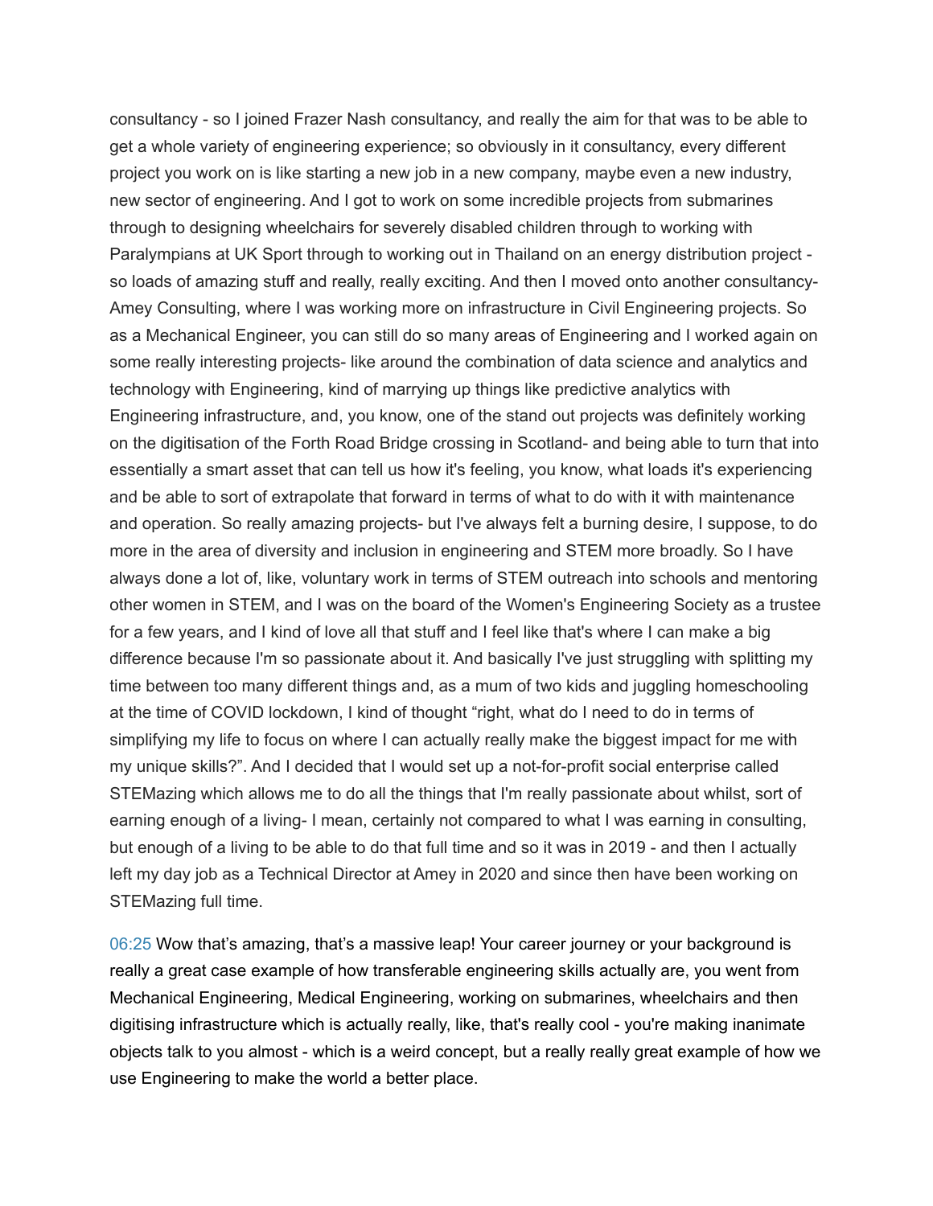consultancy - so I joined Frazer Nash consultancy, and really the aim for that was to be able to get a whole variety of engineering experience; so obviously in it consultancy, every different project you work on is like starting a new job in a new company, maybe even a new industry, new sector of engineering. And I got to work on some incredible projects from submarines through to designing wheelchairs for severely disabled children through to working with Paralympians at UK Sport through to working out in Thailand on an energy distribution project - so loads of amazing stuff and really, really exciting. And then I moved onto another consultancy- Amey Consulting, where I was working more on infrastructure in Civil Engineering projects. So as a Mechanical Engineer, you can still do so many areas of Engineering and I worked again on some really interesting projects- like around the combination of data science and analytics and technology with Engineering, kind of marrying up things like predictive analytics with Engineering infrastructure, and, you know, one of the stand out projects was definitely working on the digitisation of the Forth Road Bridge crossing in Scotland- and being able to turn that into essentially a smart asset that can tell us how it's feeling, you know, what loads it's experiencing and be able to sort of extrapolate that forward in terms of what to do with it with maintenance and operation. So really amazing projects- but I've always felt a burning desire, I suppose, to do more in the area of diversity and inclusion in engineering and STEM more broadly. So I have always done a lot of, like, voluntary work in terms of STEM outreach into schools and mentoring other women in STEM, and I was on the board of the Women's Engineering Society as a trustee for a few years, and I kind of love all that stuff and I feel like that's where I can make a big difference because I'm so passionate about it. And basically I've just struggling with splitting my time between too many different things and, as a mum of two kids and juggling homeschooling at the time of COVID lockdown, I kind of thought "right, what do I need to do in terms of simplifying my life to focus on where I can actually really make the biggest impact for me with my unique skills?". And I decided that I would set up a not-for-profit social enterprise called STEMazing which allows me to do all the things that I'm really passionate about whilst, sort of earning enough of a living- I mean, certainly not compared to what I was earning in consulting, but enough of a living to be able to do that full time and so it was in 2019 - and then I actually left my day job as a Technical Director at Amey in 2020 and since then have been working on STEMazing full time.

06:25 Wow that's amazing, that's a massive leap! Your career journey or your background is really a great case example of how transferable engineering skills actually are, you went from Mechanical Engineering, Medical Engineering, working on submarines, wheelchairs and then digitising infrastructure which is actually really, like, that's really cool - you're making inanimate objects talk to you almost - which is a weird concept, but a really really great example of how we use Engineering to make the world a better place.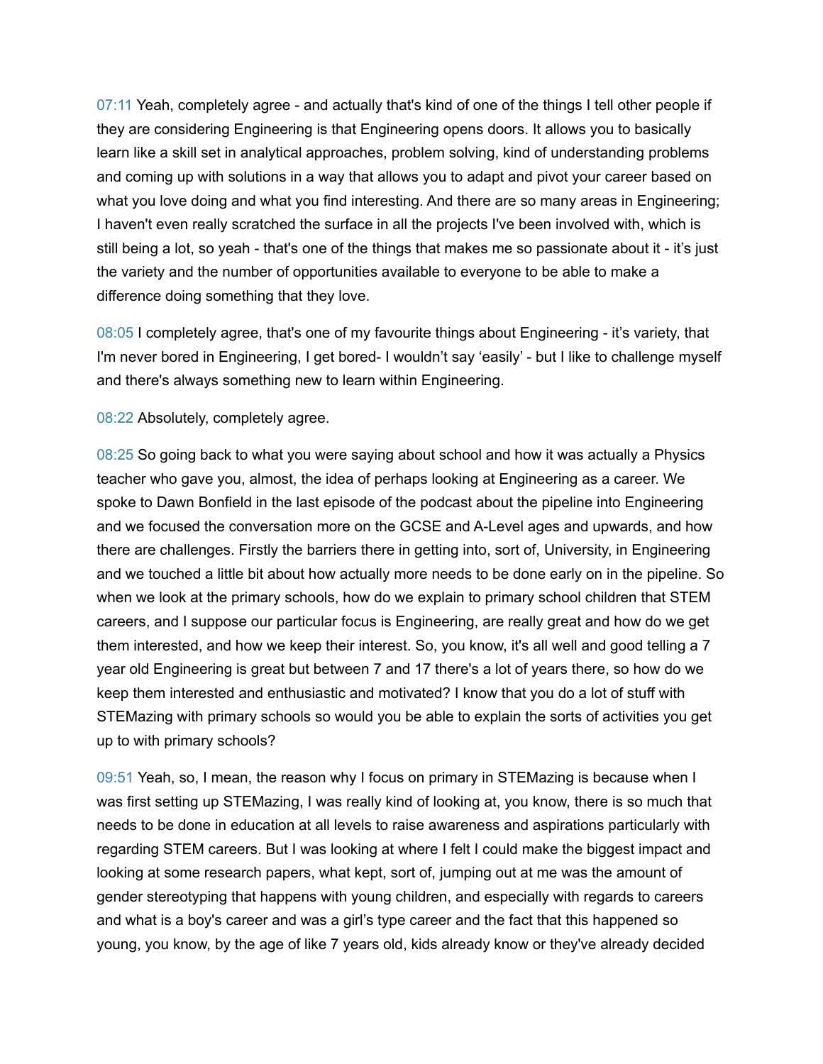07:11 Yeah, completely agree - and actually that's kind of one of the things I tell other people if they are considering Engineering is that Engineering opens doors. It allows you to basically learn like a skill set in analytical approaches, problem solving, kind of understanding problems and coming up with solutions in a way that allows you to adapt and pivot your career based on what you love doing and what you find interesting. And there are so many areas in Engineering; I haven't even really scratched the surface in all the projects I've been involved with, which is still being a lot, so yeah - that's one of the things that makes me so passionate about it - it's just the variety and the number of opportunities available to everyone to be able to make a difference doing something that they love.

08:05 I completely agree, that's one of my favourite things about Engineering - it's variety, that I'm never bored in Engineering, I get bored- I wouldn't say 'easily' - but I like to challenge myself and there's always something new to learn within Engineering.

08:22 Absolutely, completely agree.

08:25 So going back to what you were saying about school and how it was actually a Physics teacher who gave you, almost, the idea of perhaps looking at Engineering as a career. We spoke to Dawn Bonfield in the last episode of the podcast about the pipeline into Engineering and we focused the conversation more on the GCSE and A-Level ages and upwards, and how there are challenges. Firstly the barriers there in getting into, sort of, University, in Engineering and we touched a little bit about how actually more needs to be done early on in the pipeline. So when we look at the primary schools, how do we explain to primary school children that STEM careers, and I suppose our particular focus is Engineering, are really great and how do we get them interested, and how we keep their interest. So, you know, it's all well and good telling a 7 year old Engineering is great but between 7 and 17 there's a lot of years there, so how do we keep them interested and enthusiastic and motivated? I know that you do a lot of stuff with STEMazing with primary schools so would you be able to explain the sorts of activities you get up to with primary schools?

09:51 Yeah, so, I mean, the reason why I focus on primary in STEMazing is because when I was first setting up STEMazing, I was really kind of looking at, you know, there is so much that needs to be done in education at all levels to raise awareness and aspirations particularly with regarding STEM careers. But I was looking at where I felt I could make the biggest impact and looking at some research papers, what kept, sort of, jumping out at me was the amount of gender stereotyping that happens with young children, and especially with regards to careers and what is a boy's career and was a girl's type career and the fact that this happened so young, you know, by the age of like 7 years old, kids already know or they've already decided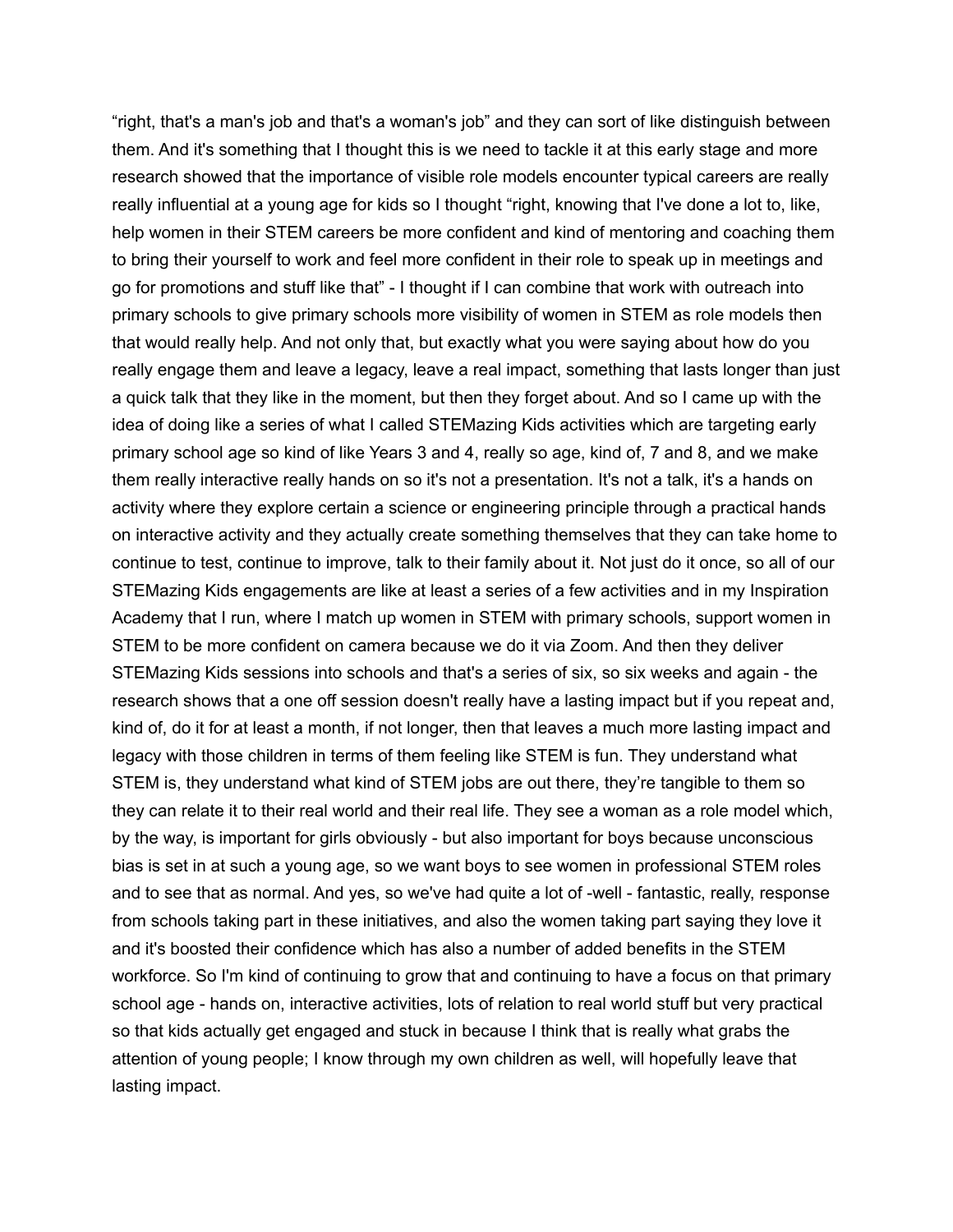“right, that's a man's job and that's a woman's job” and they can sort of like distinguish between them. And it's something that I thought this is we need to tackle it at this early stage and more research showed that the importance of visible role models encounter typical careers are really really influential at a young age for kids so I thought “right, knowing that I've done a lot to, like, help women in their STEM careers be more confident and kind of mentoring and coaching them to bring their yourself to work and feel more confident in their role to speak up in meetings and go for promotions and stuff like that” - I thought if I can combine that work with outreach into primary schools to give primary schools more visibility of women in STEM as role models then that would really help. And not only that, but exactly what you were saying about how do you really engage them and leave a legacy, leave a real impact, something that lasts longer than just a quick talk that they like in the moment, but then they forget about. And so I came up with the idea of doing like a series of what I called STEMazing Kids activities which are targeting early primary school age so kind of like Years 3 and 4, really so age, kind of, 7 and 8, and we make them really interactive really hands on so it's not a presentation. It's not a talk, it's a hands on activity where they explore certain a science or engineering principle through a practical hands on interactive activity and they actually create something themselves that they can take home to continue to test, continue to improve, talk to their family about it. Not just do it once, so all of our STEMazing Kids engagements are like at least a series of a few activities and in my Inspiration Academy that I run, where I match up women in STEM with primary schools, support women in STEM to be more confident on camera because we do it via Zoom. And then they deliver STEMazing Kids sessions into schools and that's a series of six, so six weeks and again - the research shows that a one off session doesn't really have a lasting impact but if you repeat and, kind of, do it for at least a month, if not longer, then that leaves a much more lasting impact and legacy with those children in terms of them feeling like STEM is fun. They understand what STEM is, they understand what kind of STEM jobs are out there, they’re tangible to them so they can relate it to their real world and their real life. They see a woman as a role model which, by the way, is important for girls obviously - but also important for boys because unconscious bias is set in at such a young age, so we want boys to see women in professional STEM roles and to see that as normal. And yes, so we've had quite a lot of -well - fantastic, really, response from schools taking part in these initiatives, and also the women taking part saying they love it and it's boosted their confidence which has also a number of added benefits in the STEM workforce. So I'm kind of continuing to grow that and continuing to have a focus on that primary school age - hands on, interactive activities, lots of relation to real world stuff but very practical so that kids actually get engaged and stuck in because I think that is really what grabs the attention of young people; I know through my own children as well, will hopefully leave that lasting impact.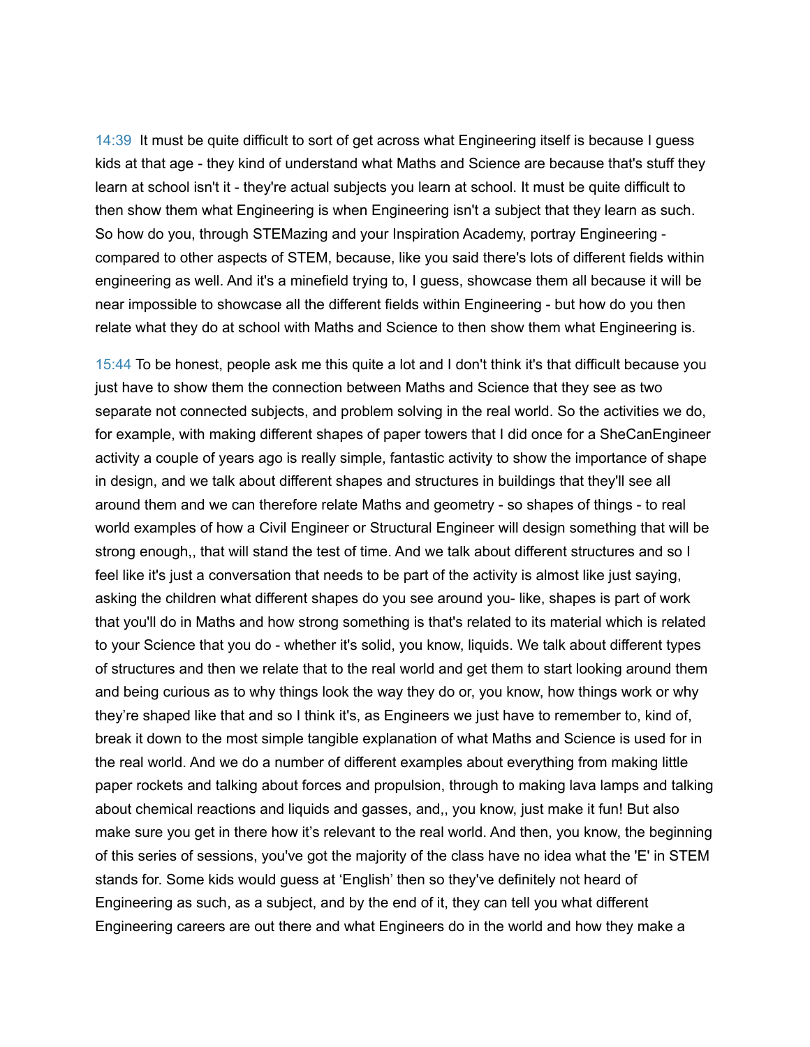14:39 It must be quite difficult to sort of get across what Engineering itself is because I guess kids at that age - they kind of understand what Maths and Science are because that's stuff they learn at school isn't it - they're actual subjects you learn at school. It must be quite difficult to then show them what Engineering is when Engineering isn't a subject that they learn as such. So how do you, through STEMazing and your Inspiration Academy, portray Engineering - compared to other aspects of STEM, because, like you said there's lots of different fields within engineering as well. And it's a minefield trying to, I guess, showcase them all because it will be near impossible to showcase all the different fields within Engineering - but how do you then relate what they do at school with Maths and Science to then show them what Engineering is.

15:44 To be honest, people ask me this quite a lot and I don't think it's that difficult because you just have to show them the connection between Maths and Science that they see as two separate not connected subjects, and problem solving in the real world. So the activities we do, for example, with making different shapes of paper towers that I did once for a SheCanEngineer activity a couple of years ago is really simple, fantastic activity to show the importance of shape in design, and we talk about different shapes and structures in buildings that they'll see all around them and we can therefore relate Maths and geometry - so shapes of things - to real world examples of how a Civil Engineer or Structural Engineer will design something that will be strong enough,, that will stand the test of time. And we talk about different structures and so I feel like it's just a conversation that needs to be part of the activity is almost like just saying, asking the children what different shapes do you see around you- like, shapes is part of work that you'll do in Maths and how strong something is that's related to its material which is related to your Science that you do - whether it's solid, you know, liquids. We talk about different types of structures and then we relate that to the real world and get them to start looking around them and being curious as to why things look the way they do or, you know, how things work or why they're shaped like that and so I think it's, as Engineers we just have to remember to, kind of, break it down to the most simple tangible explanation of what Maths and Science is used for in the real world. And we do a number of different examples about everything from making little paper rockets and talking about forces and propulsion, through to making lava lamps and talking about chemical reactions and liquids and gasses, and,, you know, just make it fun! But also make sure you get in there how it's relevant to the real world. And then, you know, the beginning of this series of sessions, you've got the majority of the class have no idea what the 'E' in STEM stands for. Some kids would guess at 'English' then so they've definitely not heard of Engineering as such, as a subject, and by the end of it, they can tell you what different Engineering careers are out there and what Engineers do in the world and how they make a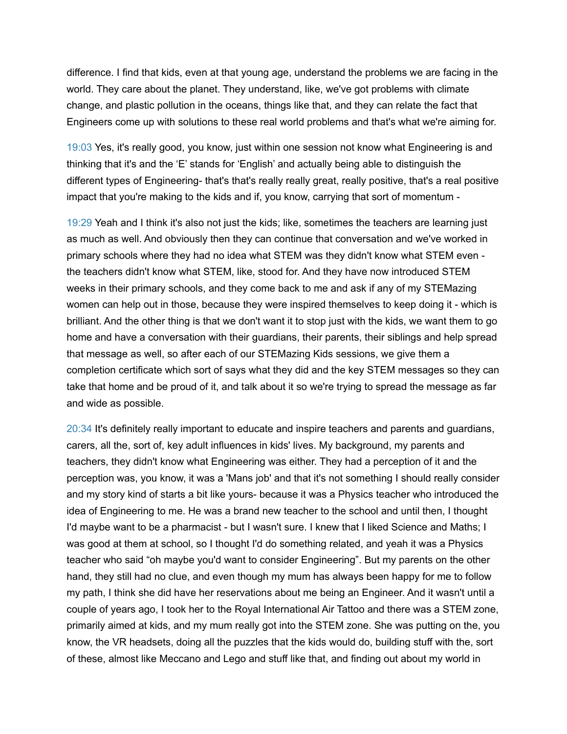difference. I find that kids, even at that young age, understand the problems we are facing in the world. They care about the planet. They understand, like, we've got problems with climate change, and plastic pollution in the oceans, things like that, and they can relate the fact that Engineers come up with solutions to these real world problems and that's what we're aiming for.

19:03 Yes, it's really good, you know, just within one session not know what Engineering is and thinking that it's and the 'E' stands for 'English' and actually being able to distinguish the different types of Engineering- that's that's really really great, really positive, that's a real positive impact that you're making to the kids and if, you know, carrying that sort of momentum -

19:29 Yeah and I think it's also not just the kids; like, sometimes the teachers are learning just as much as well. And obviously then they can continue that conversation and we've worked in primary schools where they had no idea what STEM was they didn't know what STEM even - the teachers didn't know what STEM, like, stood for. And they have now introduced STEM weeks in their primary schools, and they come back to me and ask if any of my STEMazing women can help out in those, because they were inspired themselves to keep doing it - which is brilliant. And the other thing is that we don't want it to stop just with the kids, we want them to go home and have a conversation with their guardians, their parents, their siblings and help spread that message as well, so after each of our STEMazing Kids sessions, we give them a completion certificate which sort of says what they did and the key STEM messages so they can take that home and be proud of it, and talk about it so we're trying to spread the message as far and wide as possible.

20:34 It's definitely really important to educate and inspire teachers and parents and guardians, carers, all the, sort of, key adult influences in kids' lives. My background, my parents and teachers, they didn't know what Engineering was either. They had a perception of it and the perception was, you know, it was a 'Mans job' and that it's not something I should really consider and my story kind of starts a bit like yours- because it was a Physics teacher who introduced the idea of Engineering to me. He was a brand new teacher to the school and until then, I thought I'd maybe want to be a pharmacist - but I wasn't sure. I knew that I liked Science and Maths; I was good at them at school, so I thought I'd do something related, and yeah it was a Physics teacher who said "oh maybe you'd want to consider Engineering". But my parents on the other hand, they still had no clue, and even though my mum has always been happy for me to follow my path, I think she did have her reservations about me being an Engineer. And it wasn't until a couple of years ago, I took her to the Royal International Air Tattoo and there was a STEM zone, primarily aimed at kids, and my mum really got into the STEM zone. She was putting on the, you know, the VR headsets, doing all the puzzles that the kids would do, building stuff with the, sort of these, almost like Meccano and Lego and stuff like that, and finding out about my world in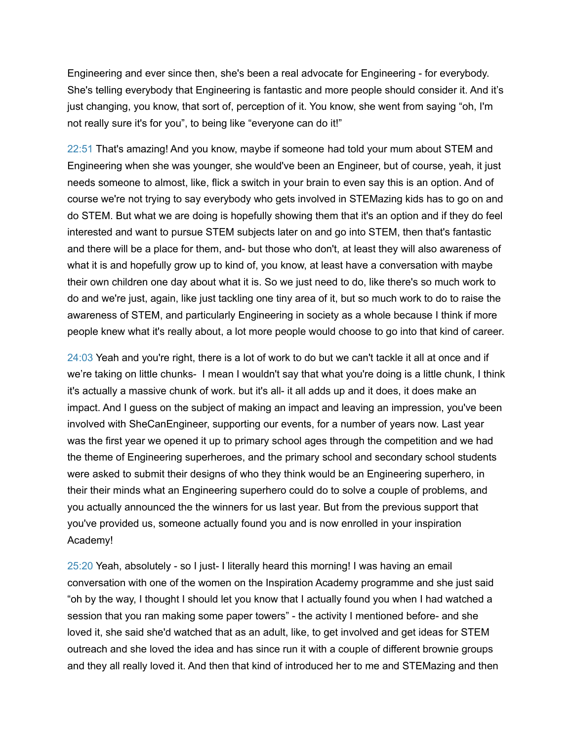Engineering and ever since then, she's been a real advocate for Engineering - for everybody. She's telling everybody that Engineering is fantastic and more people should consider it. And it's just changing, you know, that sort of, perception of it. You know, she went from saying "oh, I'm not really sure it's for you", to being like "everyone can do it!"

22:51 That's amazing! And you know, maybe if someone had told your mum about STEM and Engineering when she was younger, she would've been an Engineer, but of course, yeah, it just needs someone to almost, like, flick a switch in your brain to even say this is an option. And of course we're not trying to say everybody who gets involved in STEMazing kids has to go on and do STEM. But what we are doing is hopefully showing them that it's an option and if they do feel interested and want to pursue STEM subjects later on and go into STEM, then that's fantastic and there will be a place for them, and- but those who don't, at least they will also awareness of what it is and hopefully grow up to kind of, you know, at least have a conversation with maybe their own children one day about what it is. So we just need to do, like there's so much work to do and we're just, again, like just tackling one tiny area of it, but so much work to do to raise the awareness of STEM, and particularly Engineering in society as a whole because I think if more people knew what it's really about, a lot more people would choose to go into that kind of career.

24:03 Yeah and you're right, there is a lot of work to do but we can't tackle it all at once and if we're taking on little chunks- I mean I wouldn't say that what you're doing is a little chunk, I think it's actually a massive chunk of work. but it's all- it all adds up and it does, it does make an impact. And I guess on the subject of making an impact and leaving an impression, you've been involved with SheCanEngineer, supporting our events, for a number of years now. Last year was the first year we opened it up to primary school ages through the competition and we had the theme of Engineering superheroes, and the primary school and secondary school students were asked to submit their designs of who they think would be an Engineering superhero, in their their minds what an Engineering superhero could do to solve a couple of problems, and you actually announced the the winners for us last year. But from the previous support that you've provided us, someone actually found you and is now enrolled in your inspiration Academy!

25:20 Yeah, absolutely - so I just- I literally heard this morning! I was having an email conversation with one of the women on the Inspiration Academy programme and she just said "oh by the way, I thought I should let you know that I actually found you when I had watched a session that you ran making some paper towers" - the activity I mentioned before- and she loved it, she said she'd watched that as an adult, like, to get involved and get ideas for STEM outreach and she loved the idea and has since run it with a couple of different brownie groups and they all really loved it. And then that kind of introduced her to me and STEMazing and then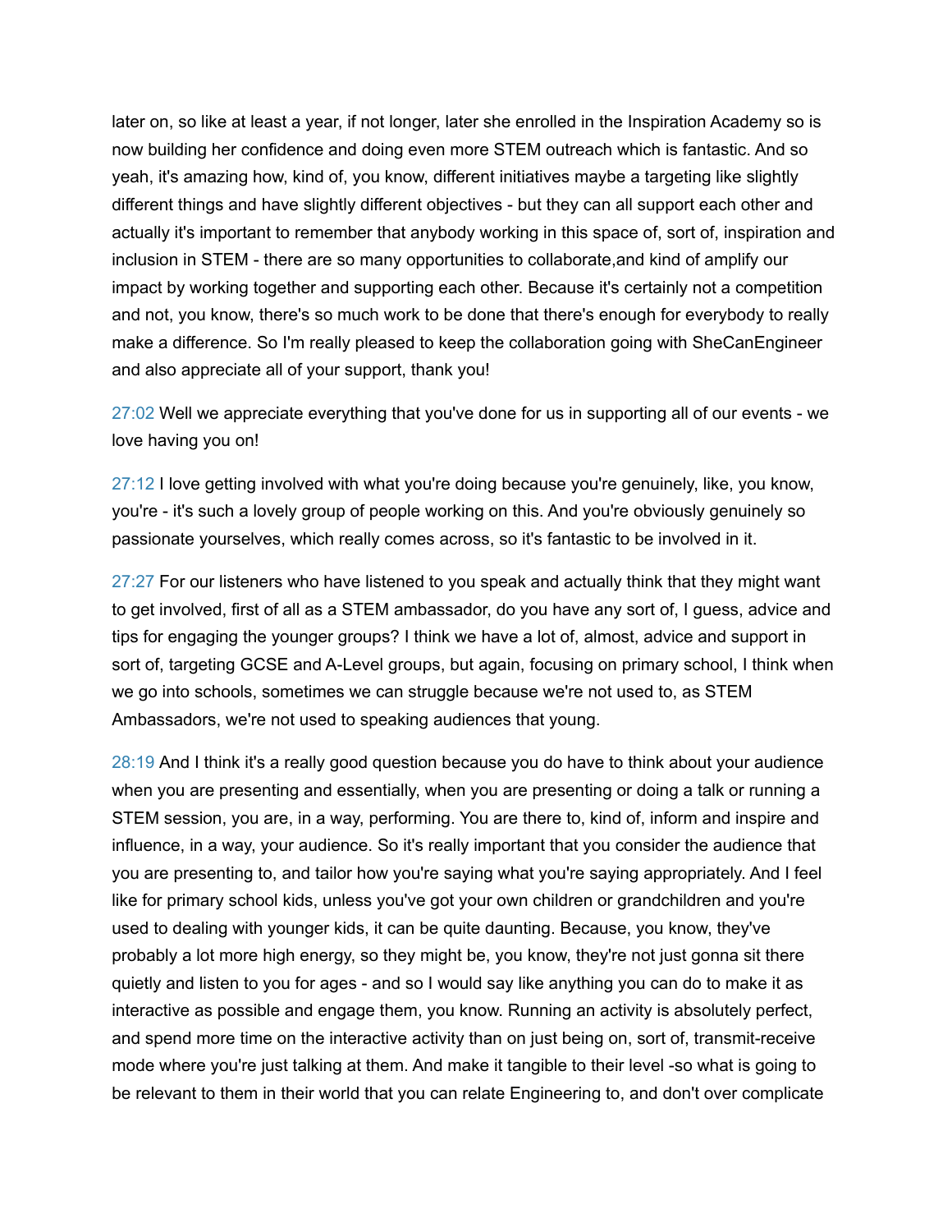later on, so like at least a year, if not longer, later she enrolled in the Inspiration Academy so is now building her confidence and doing even more STEM outreach which is fantastic. And so yeah, it's amazing how, kind of, you know, different initiatives maybe a targeting like slightly different things and have slightly different objectives - but they can all support each other and actually it's important to remember that anybody working in this space of, sort of, inspiration and inclusion in STEM - there are so many opportunities to collaborate,and kind of amplify our impact by working together and supporting each other. Because it's certainly not a competition and not, you know, there's so much work to be done that there's enough for everybody to really make a difference. So I'm really pleased to keep the collaboration going with SheCanEngineer and also appreciate all of your support, thank you!

27:02 Well we appreciate everything that you've done for us in supporting all of our events - we love having you on!

27:12 I love getting involved with what you're doing because you're genuinely, like, you know, you're - it's such a lovely group of people working on this. And you're obviously genuinely so passionate yourselves, which really comes across, so it's fantastic to be involved in it.

27:27 For our listeners who have listened to you speak and actually think that they might want to get involved, first of all as a STEM ambassador, do you have any sort of, I guess, advice and tips for engaging the younger groups? I think we have a lot of, almost, advice and support in sort of, targeting GCSE and A-Level groups, but again, focusing on primary school, I think when we go into schools, sometimes we can struggle because we're not used to, as STEM Ambassadors, we're not used to speaking audiences that young.

28:19 And I think it's a really good question because you do have to think about your audience when you are presenting and essentially, when you are presenting or doing a talk or running a STEM session, you are, in a way, performing. You are there to, kind of, inform and inspire and influence, in a way, your audience. So it's really important that you consider the audience that you are presenting to, and tailor how you're saying what you're saying appropriately. And I feel like for primary school kids, unless you've got your own children or grandchildren and you're used to dealing with younger kids, it can be quite daunting. Because, you know, they've probably a lot more high energy, so they might be, you know, they're not just gonna sit there quietly and listen to you for ages - and so I would say like anything you can do to make it as interactive as possible and engage them, you know. Running an activity is absolutely perfect, and spend more time on the interactive activity than on just being on, sort of, transmit-receive mode where you're just talking at them. And make it tangible to their level -so what is going to be relevant to them in their world that you can relate Engineering to, and don't over complicate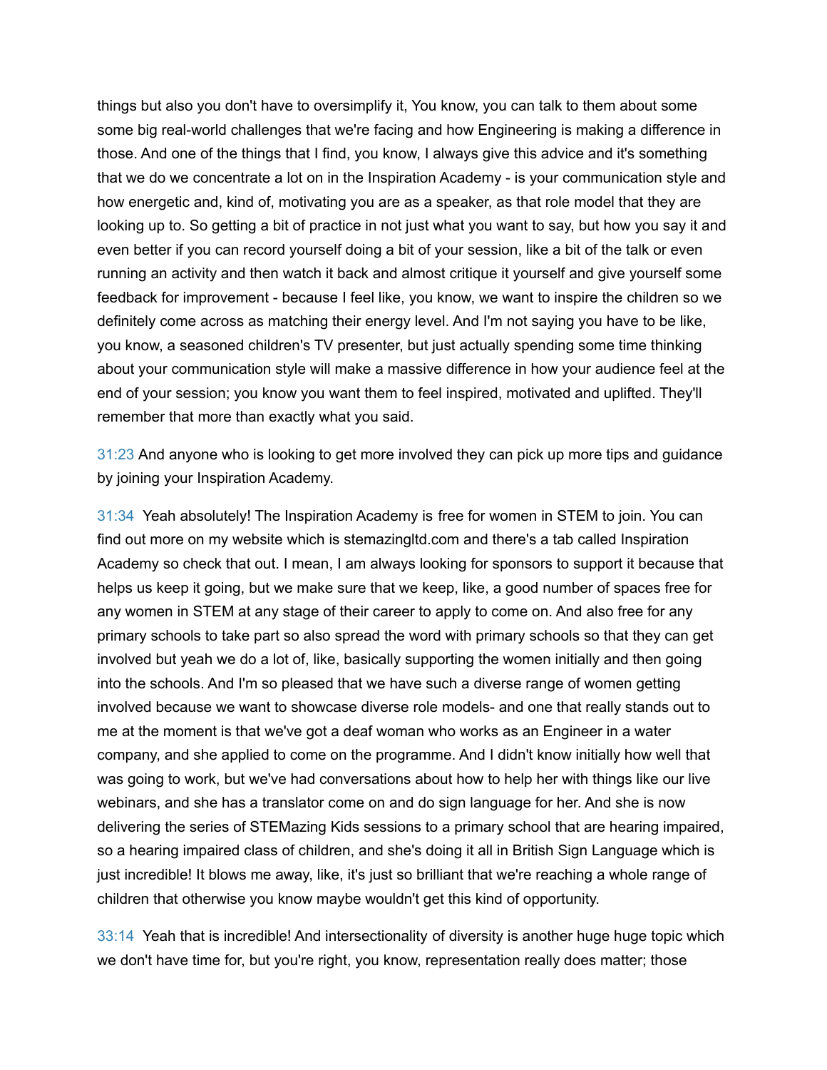things but also you don't have to oversimplify it, You know, you can talk to them about some some big real-world challenges that we're facing and how Engineering is making a difference in those. And one of the things that I find, you know, I always give this advice and it's something that we do we concentrate a lot on in the Inspiration Academy - is your communication style and how energetic and, kind of, motivating you are as a speaker, as that role model that they are looking up to. So getting a bit of practice in not just what you want to say, but how you say it and even better if you can record yourself doing a bit of your session, like a bit of the talk or even running an activity and then watch it back and almost critique it yourself and give yourself some feedback for improvement - because I feel like, you know, we want to inspire the children so we definitely come across as matching their energy level. And I'm not saying you have to be like, you know, a seasoned children's TV presenter, but just actually spending some time thinking about your communication style will make a massive difference in how your audience feel at the end of your session; you know you want them to feel inspired, motivated and uplifted. They'll remember that more than exactly what you said.

31:23 And anyone who is looking to get more involved they can pick up more tips and guidance by joining your Inspiration Academy.

31:34 Yeah absolutely! The Inspiration Academy is free for women in STEM to join. You can find out more on my website which is stemazingltd.com and there's a tab called Inspiration Academy so check that out. I mean, I am always looking for sponsors to support it because that helps us keep it going, but we make sure that we keep, like, a good number of spaces free for any women in STEM at any stage of their career to apply to come on. And also free for any primary schools to take part so also spread the word with primary schools so that they can get involved but yeah we do a lot of, like, basically supporting the women initially and then going into the schools. And I'm so pleased that we have such a diverse range of women getting involved because we want to showcase diverse role models- and one that really stands out to me at the moment is that we've got a deaf woman who works as an Engineer in a water company, and she applied to come on the programme. And I didn't know initially how well that was going to work, but we've had conversations about how to help her with things like our live webinars, and she has a translator come on and do sign language for her. And she is now delivering the series of STEMazing Kids sessions to a primary school that are hearing impaired, so a hearing impaired class of children, and she's doing it all in British Sign Language which is just incredible! It blows me away, like, it's just so brilliant that we're reaching a whole range of children that otherwise you know maybe wouldn't get this kind of opportunity.

33:14 Yeah that is incredible! And intersectionality of diversity is another huge huge topic which we don't have time for, but you're right, you know, representation really does matter; those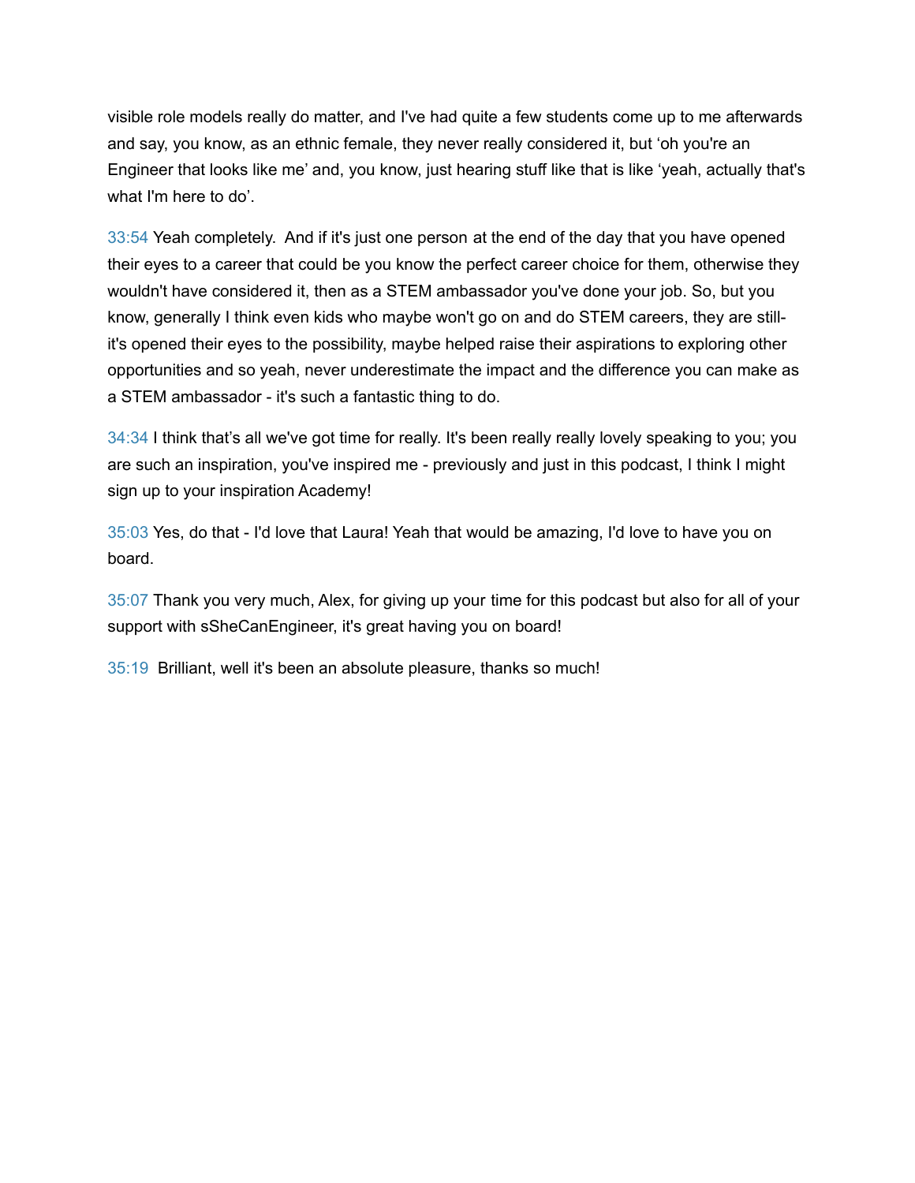visible role models really do matter, and I've had quite a few students come up to me afterwards and say, you know, as an ethnic female, they never really considered it, but 'oh you're an Engineer that looks like me' and, you know, just hearing stuff like that is like 'yeah, actually that's what I'm here to do'.

33:54 Yeah completely. And if it's just one person at the end of the day that you have opened their eyes to a career that could be you know the perfect career choice for them, otherwise they wouldn't have considered it, then as a STEM ambassador you've done your job. So, but you know, generally I think even kids who maybe won't go on and do STEM careers, they are still- it's opened their eyes to the possibility, maybe helped raise their aspirations to exploring other opportunities and so yeah, never underestimate the impact and the difference you can make as a STEM ambassador - it's such a fantastic thing to do.

34:34 I think that's all we've got time for really. It's been really really lovely speaking to you; you are such an inspiration, you've inspired me - previously and just in this podcast, I think I might sign up to your inspiration Academy!

35:03 Yes, do that - I'd love that Laura! Yeah that would be amazing, I'd love to have you on board.

35:07 Thank you very much, Alex, for giving up your time for this podcast but also for all of your support with sSheCanEngineer, it's great having you on board!

35:19 Brilliant, well it's been an absolute pleasure, thanks so much!